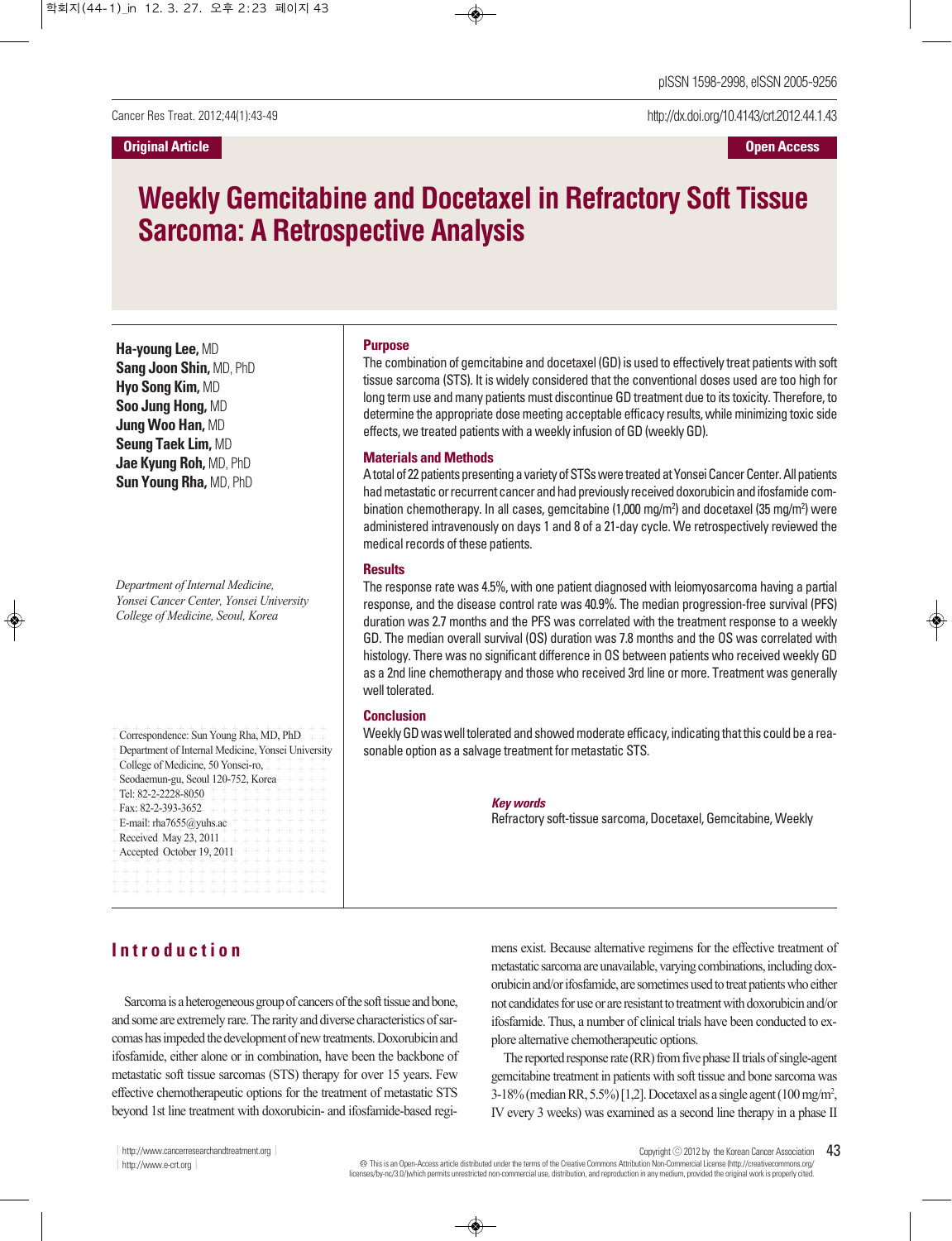Original Article

Open Access

# Weekly Gemcitabine and Docetaxel in Refractory Soft Tissue Sarcoma: A Retrospective Analysis

**Ha-young Lee,** MD
**Sang Joon Shin,** MD, PhD
**Hyo Song Kim,** MD
**Soo Jung Hong,** MD
**Jung Woo Han,** MD
**Seung Taek Lim,** MD
**Jae Kyung Roh,** MD, PhD
**Sun Young Rha,** MD, PhD

*Department of Internal Medicine, Yonsei Cancer Center, Yonsei University College of Medicine, Seoul, Korea*

Correspondence: Sun Young Rha, MD, PhD
Department of Internal Medicine, Yonsei University College of Medicine, 50 Yonsei-ro, Seodaemun-gu, Seoul 120-752, Korea
Tel: 82-2-2228-8050
Fax: 82-2-393-3652
E-mail: rha7655@yuhs.ac
Received May 23, 2011
Accepted October 19, 2011

### Purpose

The combination of gemcitabine and docetaxel (GD) is used to effectively treat patients with soft tissue sarcoma (STS). It is widely considered that the conventional doses used are too high for long term use and many patients must discontinue GD treatment due to its toxicity. Therefore, to determine the appropriate dose meeting acceptable efficacy results, while minimizing toxic side effects, we treated patients with a weekly infusion of GD (weekly GD).

### Materials and Methods

A total of 22 patients presenting a variety of STSs were treated at Yonsei Cancer Center. All patients had metastatic or recurrent cancer and had previously received doxorubicin and ifosfamide combination chemotherapy. In all cases, gemcitabine (1,000 mg/m$^2$) and docetaxel (35 mg/m$^2$) were administered intravenously on days 1 and 8 of a 21-day cycle. We retrospectively reviewed the medical records of these patients.

### Results

The response rate was 4.5%, with one patient diagnosed with leiomyosarcoma having a partial response, and the disease control rate was 40.9%. The median progression-free survival (PFS) duration was 2.7 months and the PFS was correlated with the treatment response to a weekly GD. The median overall survival (OS) duration was 7.8 months and the OS was correlated with histology. There was no significant difference in OS between patients who received weekly GD as a 2nd line chemotherapy and those who received 3rd line or more. Treatment was generally well tolerated.

### Conclusion

Weekly GD was well tolerated and showed moderate efficacy, indicating that this could be a reasonable option as a salvage treatment for metastatic STS.

***Key words***

Refractory soft-tissue sarcoma, Docetaxel, Gemcitabine, Weekly

## Introduction

Sarcoma is a heterogeneous group of cancers of the soft tissue and bone, and some are extremely rare. The rarity and diverse characteristics of sarcomas has impeded the development of new treatments. Doxorubicin and ifosfamide, either alone or in combination, have been the backbone of metastatic soft tissue sarcomas (STS) therapy for over 15 years. Few effective chemotherapeutic options for the treatment of metastatic STS beyond 1st line treatment with doxorubicin- and ifosfamide-based regimens exist. Because alternative regimens for the effective treatment of metastatic sarcoma are unavailable, varying combinations, including doxorubicin and/or ifosfamide, are sometimes used to treat patients who either not candidates for use or are resistant to treatment with doxorubicin and/or ifosfamide. Thus, a number of clinical trials have been conducted to explore alternative chemotherapeutic options.

The reported response rate (RR) from five phase II trials of single-agent gemcitabine treatment in patients with soft tissue and bone sarcoma was 3-18% (median RR, 5.5%) [1,2]. Docetaxel as a single agent (100 mg/m$^2$, IV every 3 weeks) was examined as a second line therapy in a phase II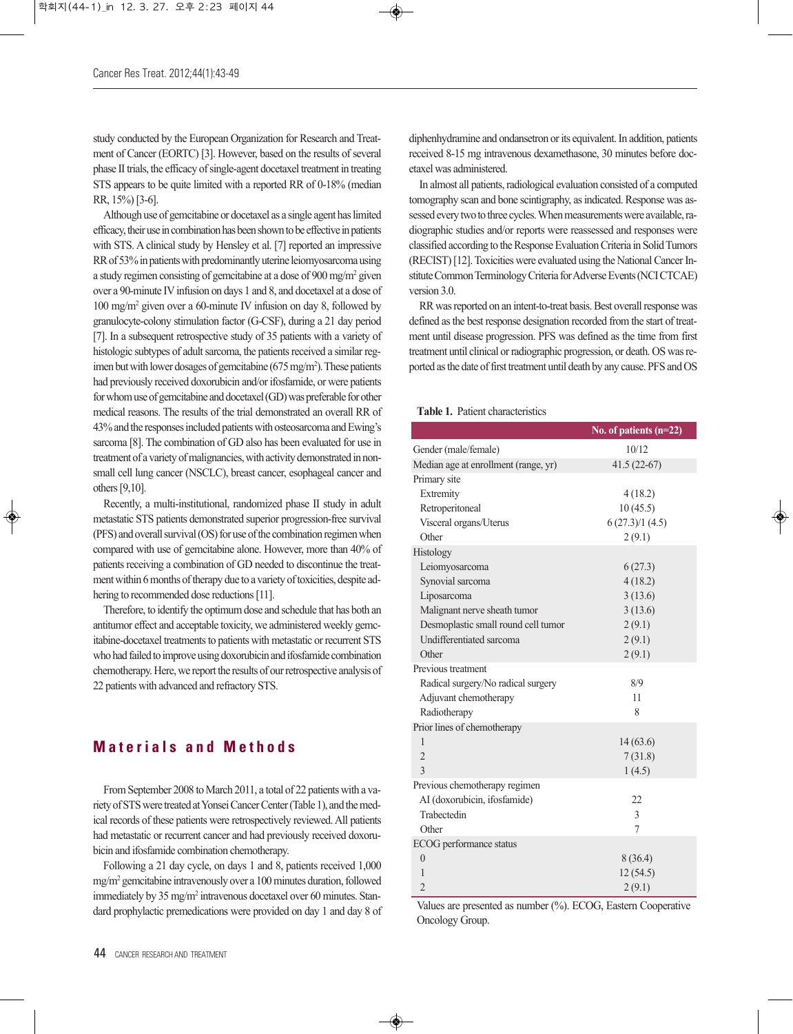study conducted by the European Organization for Research and Treatment of Cancer (EORTC) [3]. However, based on the results of several phase II trials, the efficacy of single-agent docetaxel treatment in treating STS appears to be quite limited with a reported RR of 0-18% (median RR, 15%) [3-6].

Although use of gemcitabine or docetaxel as a single agent has limited efficacy, their use in combination has been shown to be effective in patients with STS. A clinical study by Hensley et al. [7] reported an impressive RR of 53% in patients with predominantly uterine leiomyosarcoma using a study regimen consisting of gemcitabine at a dose of 900 mg/m$^2$ given over a 90-minute IV infusion on days 1 and 8, and docetaxel at a dose of 100 mg/m$^2$ given over a 60-minute IV infusion on day 8, followed by granulocyte-colony stimulation factor (G-CSF), during a 21 day period [7]. In a subsequent retrospective study of 35 patients with a variety of histologic subtypes of adult sarcoma, the patients received a similar regimen but with lower dosages of gemcitabine (675 mg/m$^2$). These patients had previously received doxorubicin and/or ifosfamide, or were patients for whom use of gemcitabine and docetaxel (GD) was preferable for other medical reasons. The results of the trial demonstrated an overall RR of 43% and the responses included patients with osteosarcoma and Ewing's sarcoma [8]. The combination of GD also has been evaluated for use in treatment of a variety of malignancies, with activity demonstrated in non-small cell lung cancer (NSCLC), breast cancer, esophageal cancer and others [9,10].

Recently, a multi-institutional, randomized phase II study in adult metastatic STS patients demonstrated superior progression-free survival (PFS) and overall survival (OS) for use of the combination regimen when compared with use of gemcitabine alone. However, more than 40% of patients receiving a combination of GD needed to discontinue the treatment within 6 months of therapy due to a variety of toxicities, despite adhering to recommended dose reductions [11].

Therefore, to identify the optimum dose and schedule that has both an antitumor effect and acceptable toxicity, we administered weekly gemcitabine-docetaxel treatments to patients with metastatic or recurrent STS who had failed to improve using doxorubicin and ifosfamide combination chemotherapy. Here, we report the results of our retrospective analysis of 22 patients with advanced and refractory STS.

## Materials and Methods

From September 2008 to March 2011, a total of 22 patients with a variety of STS were treated at Yonsei Cancer Center (Table 1), and the medical records of these patients were retrospectively reviewed. All patients had metastatic or recurrent cancer and had previously received doxorubicin and ifosfamide combination chemotherapy.

Following a 21 day cycle, on days 1 and 8, patients received 1,000 mg/m$^2$ gemcitabine intravenously over a 100 minutes duration, followed immediately by 35 mg/m$^2$ intravenous docetaxel over 60 minutes. Standard prophylactic premedications were provided on day 1 and day 8 of diphenhydramine and ondansetron or its equivalent. In addition, patients received 8-15 mg intravenous dexamethasone, 30 minutes before docetaxel was administered.

In almost all patients, radiological evaluation consisted of a computed tomography scan and bone scintigraphy, as indicated. Response was assessed every two to three cycles. When measurements were available, radiographic studies and/or reports were reassessed and responses were classified according to the Response Evaluation Criteria in Solid Tumors (RECIST) [12]. Toxicities were evaluated using the National Cancer Institute Common Terminology Criteria for Adverse Events (NCI CTCAE) version 3.0.

RR was reported on an intent-to-treat basis. Best overall response was defined as the best response designation recorded from the start of treatment until disease progression. PFS was defined as the time from first treatment until clinical or radiographic progression, or death. OS was reported as the date of first treatment until death by any cause. PFS and OS

**Table 1.** Patient characteristics

| | No. of patients (n=22) |
|---|---|
| Gender (male/female) | 10/12 |
| Median age at enrollment (range, yr) | 41.5 (22-67) |
| Primary site | |
| Extremity | 4 (18.2) |
| Retroperitoneal | 10 (45.5) |
| Visceral organs/Uterus | 6 (27.3)/1 (4.5) |
| Other | 2 (9.1) |
| Histology | |
| Leiomyosarcoma | 6 (27.3) |
| Synovial sarcoma | 4 (18.2) |
| Liposarcoma | 3 (13.6) |
| Malignant nerve sheath tumor | 3 (13.6) |
| Desmoplastic small round cell tumor | 2 (9.1) |
| Undifferentiated sarcoma | 2 (9.1) |
| Other | 2 (9.1) |
| Previous treatment | |
| Radical surgery/No radical surgery | 8/9 |
| Adjuvant chemotherapy | 11 |
| Radiotherapy | 8 |
| Prior lines of chemotherapy | |
| 1 | 14 (63.6) |
| 2 | 7 (31.8) |
| 3 | 1 (4.5) |
| Previous chemotherapy regimen | |
| AI (doxorubicin, ifosfamide) | 22 |
| Trabectedin | 3 |
| Other | 7 |
| ECOG performance status | |
| 0 | 8 (36.4) |
| 1 | 12 (54.5) |
| 2 | 2 (9.1) |

Values are presented as number (%). ECOG, Eastern Cooperative Oncology Group.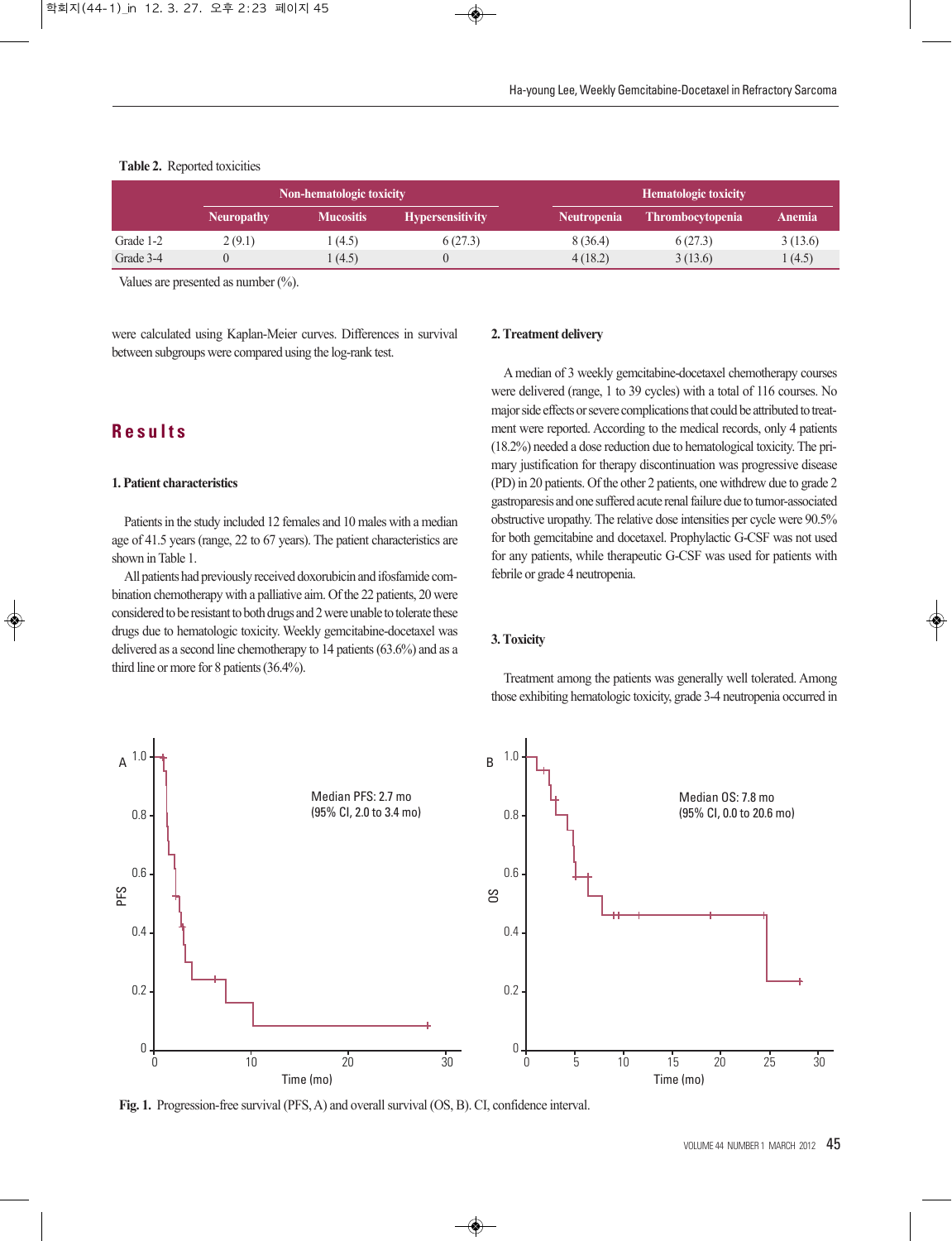**Table 2.** Reported toxicities

| | Non-hematologic toxicity | | | Hematologic toxicity | | |
|---|---|---|---|---|---|---|
| | Neuropathy | Mucositis | Hypersensitivity | Neutropenia | Thrombocytopenia | Anemia |
| Grade 1-2 | 2 (9.1) | 1 (4.5) | 6 (27.3) | 8 (36.4) | 6 (27.3) | 3 (13.6) |
| Grade 3-4 | 0 | 1 (4.5) | 0 | 4 (18.2) | 3 (13.6) | 1 (4.5) |

Values are presented as number (%).

were calculated using Kaplan-Meier curves. Differences in survival between subgroups were compared using the log-rank test.

## Results

### 1. Patient characteristics

Patients in the study included 12 females and 10 males with a median age of 41.5 years (range, 22 to 67 years). The patient characteristics are shown in Table 1.

All patients had previously received doxorubicin and ifosfamide combination chemotherapy with a palliative aim. Of the 22 patients, 20 were considered to be resistant to both drugs and 2 were unable to tolerate these drugs due to hematologic toxicity. Weekly gemcitabine-docetaxel was delivered as a second line chemotherapy to 14 patients (63.6%) and as a third line or more for 8 patients (36.4%).

### 2. Treatment delivery

A median of 3 weekly gemcitabine-docetaxel chemotherapy courses were delivered (range, 1 to 39 cycles) with a total of 116 courses. No major side effects or severe complications that could be attributed to treatment were reported. According to the medical records, only 4 patients (18.2%) needed a dose reduction due to hematological toxicity. The primary justification for therapy discontinuation was progressive disease (PD) in 20 patients. Of the other 2 patients, one withdrew due to grade 2 gastroparesis and one suffered acute renal failure due to tumor-associated obstructive uropathy. The relative dose intensities per cycle were 90.5% for both gemcitabine and docetaxel. Prophylactic G-CSF was not used for any patients, while therapeutic G-CSF was used for patients with febrile or grade 4 neutropenia.

### 3. Toxicity

Treatment among the patients was generally well tolerated. Among those exhibiting hematologic toxicity, grade 3-4 neutropenia occurred in

**Fig. 1.** Progression-free survival (PFS, A) and overall survival (OS, B). CI, confidence interval.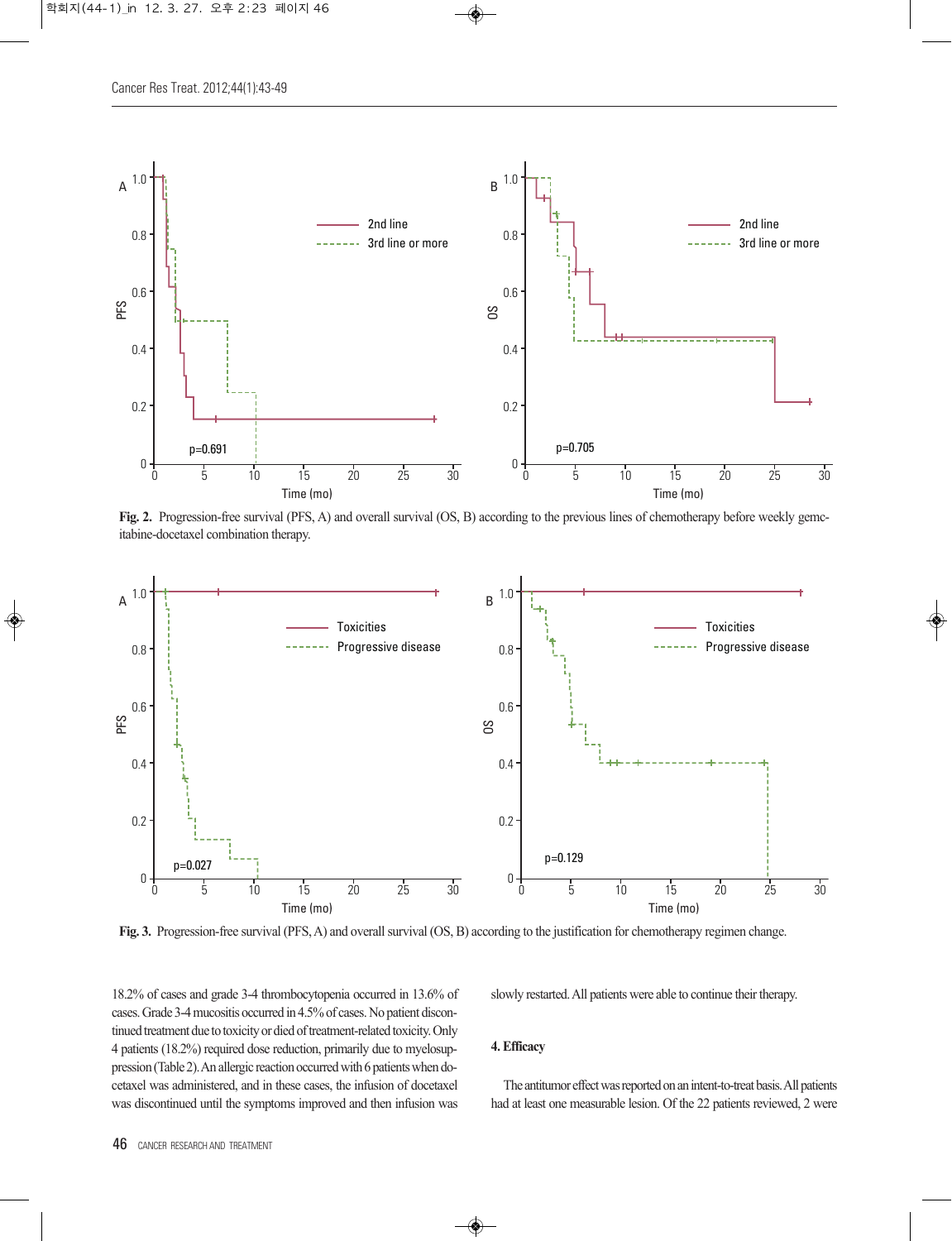**Fig. 2.** Progression-free survival (PFS, A) and overall survival (OS, B) according to the previous lines of chemotherapy before weekly gemcitabine-docetaxel combination therapy.

**Fig. 3.** Progression-free survival (PFS, A) and overall survival (OS, B) according to the justification for chemotherapy regimen change.

18.2% of cases and grade 3-4 thrombocytopenia occurred in 13.6% of cases. Grade 3-4 mucositis occurred in 4.5% of cases. No patient discontinued treatment due to toxicity or died of treatment-related toxicity. Only 4 patients (18.2%) required dose reduction, primarily due to myelosuppression (Table 2). An allergic reaction occurred with 6 patients when docetaxel was administered, and in these cases, the infusion of docetaxel was discontinued until the symptoms improved and then infusion was slowly restarted. All patients were able to continue their therapy.

### 4. Efficacy

The antitumor effect was reported on an intent-to-treat basis. All patients had at least one measurable lesion. Of the 22 patients reviewed, 2 were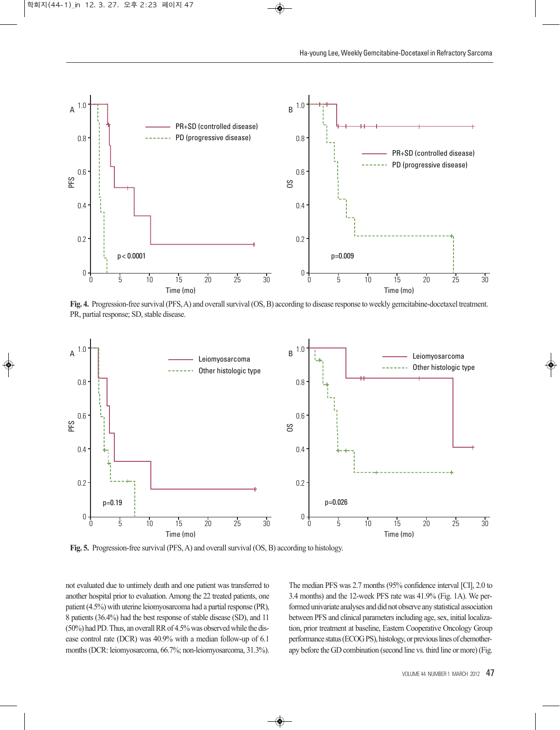Fig. 4. Progression-free survival (PFS, A) and overall survival (OS, B) according to disease response to weekly gemcitabine-docetaxel treatment. PR, partial response; SD, stable disease.

Fig. 5. Progression-free survival (PFS, A) and overall survival (OS, B) according to histology.

not evaluated due to untimely death and one patient was transferred to another hospital prior to evaluation. Among the 22 treated patients, one patient (4.5%) with uterine leiomyosarcoma had a partial response (PR), 8 patients (36.4%) had the best response of stable disease (SD), and 11 (50%) had PD. Thus, an overall RR of 4.5% was observed while the disease control rate (DCR) was 40.9% with a median follow-up of 6.1 months (DCR: leiomyosarcoma, 66.7%; non-leiomyosarcoma, 31.3%).

The median PFS was 2.7 months (95% confidence interval [CI], 2.0 to 3.4 months) and the 12-week PFS rate was 41.9% (Fig. 1A). We performed univariate analyses and did not observe any statistical association between PFS and clinical parameters including age, sex, initial localization, prior treatment at baseline, Eastern Cooperative Oncology Group performance status (ECOG PS), histology, or previous lines of chemotherapy before the GD combination (second line vs. third line or more) (Fig.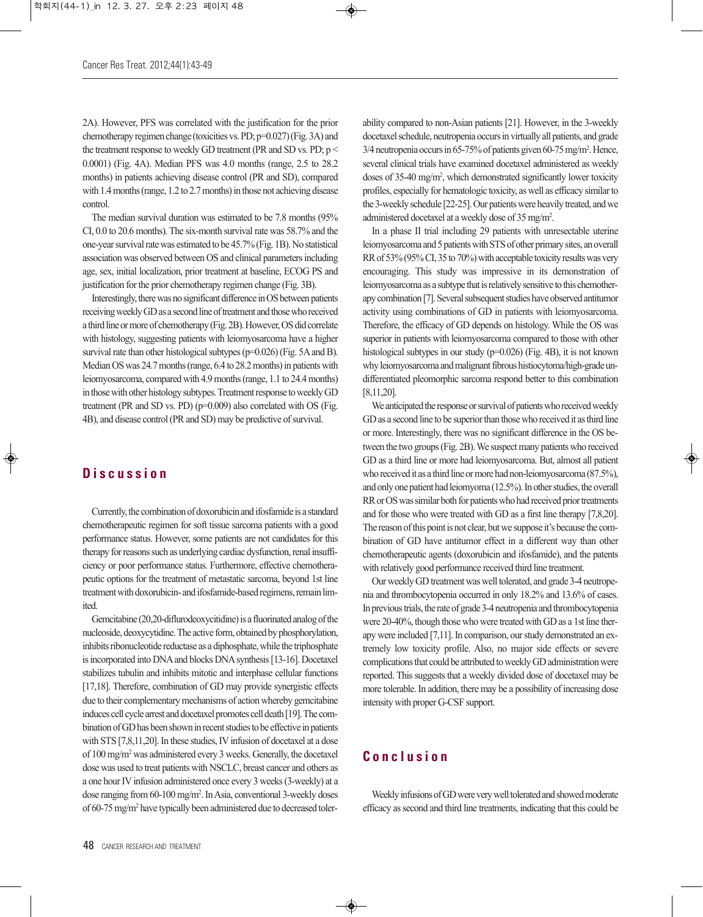2A). However, PFS was correlated with the justification for the prior chemotherapy regimen change (toxicities vs. PD; p=0.027) (Fig. 3A) and the treatment response to weekly GD treatment (PR and SD vs. PD; p < 0.0001) (Fig. 4A). Median PFS was 4.0 months (range, 2.5 to 28.2 months) in patients achieving disease control (PR and SD), compared with 1.4 months (range, 1.2 to 2.7 months) in those not achieving disease control.

The median survival duration was estimated to be 7.8 months (95% CI, 0.0 to 20.6 months). The six-month survival rate was 58.7% and the one-year survival rate was estimated to be 45.7% (Fig. 1B). No statistical association was observed between OS and clinical parameters including age, sex, initial localization, prior treatment at baseline, ECOG PS and justification for the prior chemotherapy regimen change (Fig. 3B).

Interestingly, there was no significant difference in OS between patients receiving weekly GD as a second line of treatment and those who received a third line or more of chemotherapy (Fig. 2B). However, OS did correlate with histology, suggesting patients with leiomyosarcoma have a higher survival rate than other histological subtypes (p=0.026) (Fig. 5A and B). Median OS was 24.7 months (range, 6.4 to 28.2 months) in patients with leiomyosarcoma, compared with 4.9 months (range, 1.1 to 24.4 months) in those with other histology subtypes. Treatment response to weekly GD treatment (PR and SD vs. PD) (p=0.009) also correlated with OS (Fig. 4B), and disease control (PR and SD) may be predictive of survival.

## Discussion

Currently, the combination of doxorubicin and ifosfamide is a standard chemotherapeutic regimen for soft tissue sarcoma patients with a good performance status. However, some patients are not candidates for this therapy for reasons such as underlying cardiac dysfunction, renal insufficiency or poor performance status. Furthermore, effective chemotherapeutic options for the treatment of metastatic sarcoma, beyond 1st line treatment with doxorubicin- and ifosfamide-based regimens, remain limited.

Gemcitabine (20,20-difluorodeoxycitidine) is a fluorinated analog of the nucleoside, deoxycytidine. The active form, obtained by phosphorylation, inhibits ribonucleotide reductase as a diphosphate, while the triphosphate is incorporated into DNA and blocks DNA synthesis [13-16]. Docetaxel stabilizes tubulin and inhibits mitotic and interphase cellular functions [17,18]. Therefore, combination of GD may provide synergistic effects due to their complementary mechanisms of action whereby gemcitabine induces cell cycle arrest and docetaxel promotes cell death [19]. The combination of GD has been shown in recent studies to be effective in patients with STS [7,8,11,20]. In these studies, IV infusion of docetaxel at a dose of 100 mg/m$^2$ was administered every 3 weeks. Generally, the docetaxel dose was used to treat patients with NSCLC, breast cancer and others as a one hour IV infusion administered once every 3 weeks (3-weekly) at a dose ranging from 60-100 mg/m$^2$. In Asia, conventional 3-weekly doses of 60-75 mg/m$^2$ have typically been administered due to decreased tolerability compared to non-Asian patients [21]. However, in the 3-weekly docetaxel schedule, neutropenia occurs in virtually all patients, and grade 3/4 neutropenia occurs in 65-75% of patients given 60-75 mg/m$^2$. Hence, several clinical trials have examined docetaxel administered as weekly doses of 35-40 mg/m$^2$, which demonstrated significantly lower toxicity profiles, especially for hematologic toxicity, as well as efficacy similar to the 3-weekly schedule [22-25]. Our patients were heavily treated, and we administered docetaxel at a weekly dose of 35 mg/m$^2$.

In a phase II trial including 29 patients with unresectable uterine leiomyosarcoma and 5 patients with STS of other primary sites, an overall RR of 53% (95% CI, 35 to 70%) with acceptable toxicity results was very encouraging. This study was impressive in its demonstration of leiomyosarcoma as a subtype that is relatively sensitive to this chemotherapy combination [7]. Several subsequent studies have observed antitumor activity using combinations of GD in patients with leiomyosarcoma. Therefore, the efficacy of GD depends on histology. While the OS was superior in patients with leiomyosarcoma compared to those with other histological subtypes in our study (p=0.026) (Fig. 4B), it is not known why leiomyosarcoma and malignant fibrous histiocytoma/high-grade undifferentiated pleomorphic sarcoma respond better to this combination [8,11,20].

We anticipated the response or survival of patients who received weekly GD as a second line to be superior than those who received it as third line or more. Interestingly, there was no significant difference in the OS between the two groups (Fig. 2B). We suspect many patients who received GD as a third line or more had leiomyosarcoma. But, almost all patient who received it as a third line or more had non-leiomyosarcoma (87.5%), and only one patient had leiomyoma (12.5%). In other studies, the overall RR or OS was similar both for patients who had received prior treatments and for those who were treated with GD as a first line therapy [7,8,20]. The reason of this point is not clear, but we suppose it's because the combination of GD have antitumor effect in a different way than other chemotherapeutic agents (doxorubicin and ifosfamide), and the patents with relatively good performance received third line treatment.

Our weekly GD treatment was well tolerated, and grade 3-4 neutropenia and thrombocytopenia occurred in only 18.2% and 13.6% of cases. In previous trials, the rate of grade 3-4 neutropenia and thrombocytopenia were 20-40%, though those who were treated with GD as a 1st line therapy were included [7,11]. In comparison, our study demonstrated an extremely low toxicity profile. Also, no major side effects or severe complications that could be attributed to weekly GD administration were reported. This suggests that a weekly divided dose of docetaxel may be more tolerable. In addition, there may be a possibility of increasing dose intensity with proper G-CSF support.

## Conclusion

Weekly infusions of GD were very well tolerated and showed moderate efficacy as second and third line treatments, indicating that this could be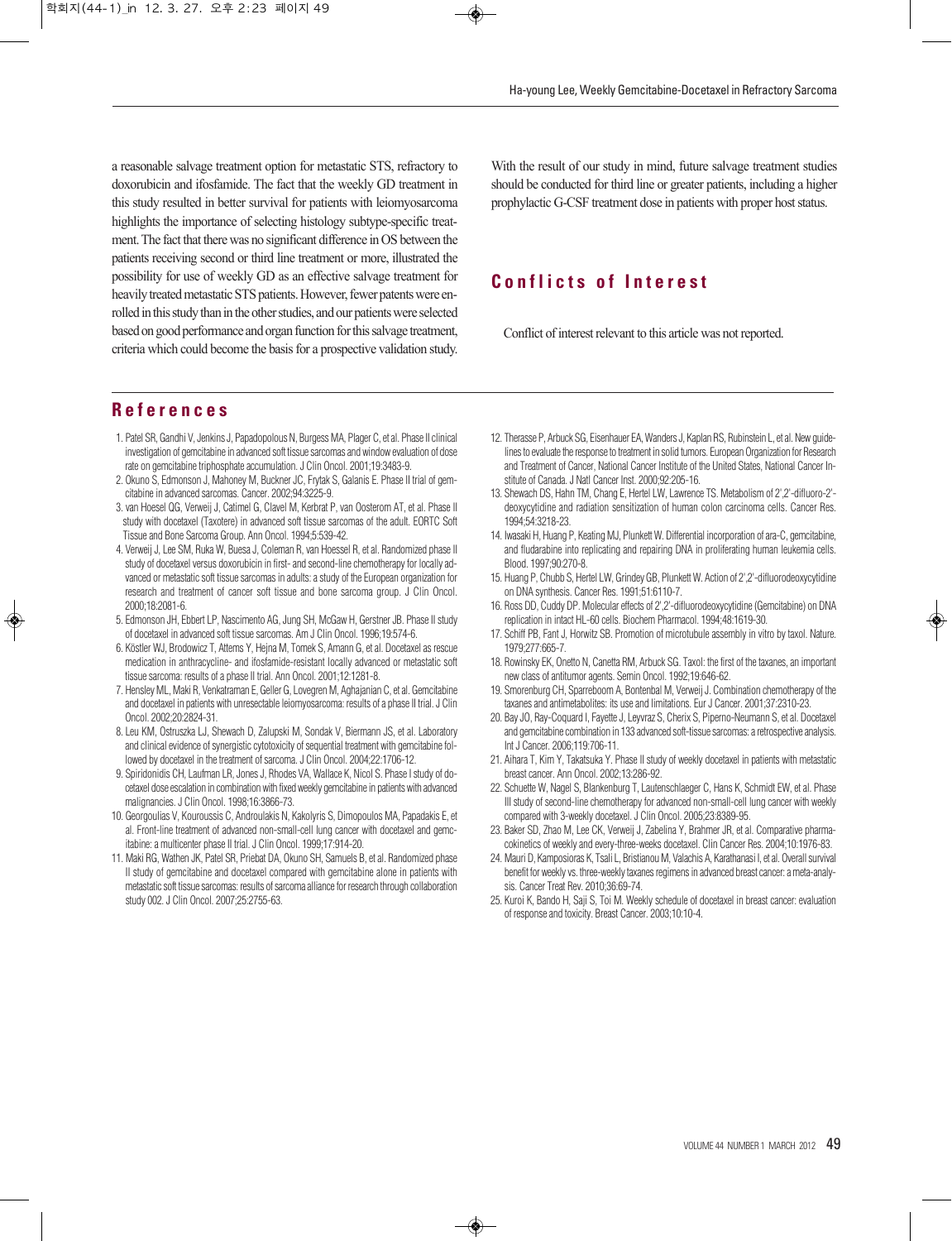a reasonable salvage treatment option for metastatic STS, refractory to doxorubicin and ifosfamide. The fact that the weekly GD treatment in this study resulted in better survival for patients with leiomyosarcoma highlights the importance of selecting histology subtype-specific treatment. The fact that there was no significant difference in OS between the patients receiving second or third line treatment or more, illustrated the possibility for use of weekly GD as an effective salvage treatment for heavily treated metastatic STS patients. However, fewer patients were enrolled in this study than in the other studies, and our patients were selected based on good performance and organ function for this salvage treatment, criteria which could become the basis for a prospective validation study. With the result of our study in mind, future salvage treatment studies should be conducted for third line or greater patients, including a higher prophylactic G-CSF treatment dose in patients with proper host status.

## Conflicts of Interest

Conflict of interest relevant to this article was not reported.

## References

1. Patel SR, Gandhi V, Jenkins J, Papadopolous N, Burgess MA, Plager C, et al. Phase II clinical investigation of gemcitabine in advanced soft tissue sarcomas and window evaluation of dose rate on gemcitabine triphosphate accumulation. J Clin Oncol. 2001;19:3483-9.
2. Okuno S, Edmonson J, Mahoney M, Buckner JC, Frytak S, Galanis E. Phase II trial of gemcitabine in advanced sarcomas. Cancer. 2002;94:3225-9.
3. van Hoesel QG, Verweij J, Catimel G, Clavel M, Kerbrat P, van Oosterom AT, et al. Phase II study with docetaxel (Taxotere) in advanced soft tissue sarcomas of the adult. EORTC Soft Tissue and Bone Sarcoma Group. Ann Oncol. 1994;5:539-42.
4. Verweij J, Lee SM, Ruka W, Buesa J, Coleman R, van Hoessel R, et al. Randomized phase II study of docetaxel versus doxorubicin in first- and second-line chemotherapy for locally advanced or metastatic soft tissue sarcomas in adults: a study of the European organization for research and treatment of cancer soft tissue and bone sarcoma group. J Clin Oncol. 2000;18:2081-6.
5. Edmonson JH, Ebbert LP, Nascimento AG, Jung SH, McGaw H, Gerstner JB. Phase II study of docetaxel in advanced soft tissue sarcomas. Am J Clin Oncol. 1996;19:574-6.
6. Köstler WJ, Brodowicz T, Attems Y, Hejna M, Tomek S, Amann G, et al. Docetaxel as rescue medication in anthracycline- and ifosfamide-resistant locally advanced or metastatic soft tissue sarcoma: results of a phase II trial. Ann Oncol. 2001;12:1281-8.
7. Hensley ML, Maki R, Venkatraman E, Geller G, Lovegren M, Aghajanian C, et al. Gemcitabine and docetaxel in patients with unresectable leiomyosarcoma: results of a phase II trial. J Clin Oncol. 2002;20:2824-31.
8. Leu KM, Ostruszka LJ, Shewach D, Zalupski M, Sondak V, Biermann JS, et al. Laboratory and clinical evidence of synergistic cytotoxicity of sequential treatment with gemcitabine followed by docetaxel in the treatment of sarcoma. J Clin Oncol. 2004;22:1706-12.
9. Spiridonidis CH, Laufman LR, Jones J, Rhodes VA, Wallace K, Nicol S. Phase I study of docetaxel dose escalation in combination with fixed weekly gemcitabine in patients with advanced malignancies. J Clin Oncol. 1998;16:3866-73.
10. Georgoulias V, Kouroussis C, Androulakis N, Kakolyris S, Dimopoulos MA, Papadakis E, et al. Front-line treatment of advanced non-small-cell lung cancer with docetaxel and gemcitabine: a multicenter phase II trial. J Clin Oncol. 1999;17:914-20.
11. Maki RG, Wathen JK, Patel SR, Priebat DA, Okuno SH, Samuels B, et al. Randomized phase II study of gemcitabine and docetaxel compared with gemcitabine alone in patients with metastatic soft tissue sarcomas: results of sarcoma alliance for research through collaboration study 002. J Clin Oncol. 2007;25:2755-63.
12. Therasse P, Arbuck SG, Eisenhauer EA, Wanders J, Kaplan RS, Rubinstein L, et al. New guidelines to evaluate the response to treatment in solid tumors. European Organization for Research and Treatment of Cancer, National Cancer Institute of the United States, National Cancer Institute of Canada. J Natl Cancer Inst. 2000;92:205-16.
13. Shewach DS, Hahn TM, Chang E, Hertel LW, Lawrence TS. Metabolism of 2',2'-difluoro-2'-deoxycytidine and radiation sensitization of human colon carcinoma cells. Cancer Res. 1994;54:3218-23.
14. Iwasaki H, Huang P, Keating MJ, Plunkett W. Differential incorporation of ara-C, gemcitabine, and fludarabine into replicating and repairing DNA in proliferating human leukemia cells. Blood. 1997;90:270-8.
15. Huang P, Chubb S, Hertel LW, Grindey GB, Plunkett W. Action of 2',2'-difluorodeoxycytidine on DNA synthesis. Cancer Res. 1991;51:6110-7.
16. Ross DD, Cuddy DP. Molecular effects of 2',2'-difluorodeoxycytidine (Gemcitabine) on DNA replication in intact HL-60 cells. Biochem Pharmacol. 1994;48:1619-30.
17. Schiff PB, Fant J, Horwitz SB. Promotion of microtubule assembly in vitro by taxol. Nature. 1979;277:665-7.
18. Rowinsky EK, Onetto N, Canetta RM, Arbuck SG. Taxol: the first of the taxanes, an important new class of antitumor agents. Semin Oncol. 1992;19:646-62.
19. Smorenburg CH, Sparreboom A, Bontenbal M, Verweij J. Combination chemotherapy of the taxanes and antimetabolites: its use and limitations. Eur J Cancer. 2001;37:2310-23.
20. Bay JO, Ray-Coquard I, Fayette J, Leyvraz S, Cherix S, Piperno-Neumann S, et al. Docetaxel and gemcitabine combination in 133 advanced soft-tissue sarcomas: a retrospective analysis. Int J Cancer. 2006;119:706-11.
21. Aihara T, Kim Y, Takatsuka Y. Phase II study of weekly docetaxel in patients with metastatic breast cancer. Ann Oncol. 2002;13:286-92.
22. Schuette W, Nagel S, Blankenburg T, Lautenschlaeger C, Hans K, Schmidt EW, et al. Phase III study of second-line chemotherapy for advanced non-small-cell lung cancer with weekly compared with 3-weekly docetaxel. J Clin Oncol. 2005;23:8389-95.
23. Baker SD, Zhao M, Lee CK, Verweij J, Zabelina Y, Brahmer JR, et al. Comparative pharmacokinetics of weekly and every-three-weeks docetaxel. Clin Cancer Res. 2004;10:1976-83.
24. Mauri D, Kamposioras K, Tsali L, Bristianou M, Valachis A, Karathanasi I, et al. Overall survival benefit for weekly vs. three-weekly taxanes regimens in advanced breast cancer: a meta-analysis. Cancer Treat Rev. 2010;36:69-74.
25. Kuroi K, Bando H, Saji S, Toi M. Weekly schedule of docetaxel in breast cancer: evaluation of response and toxicity. Breast Cancer. 2003;10:10-4.